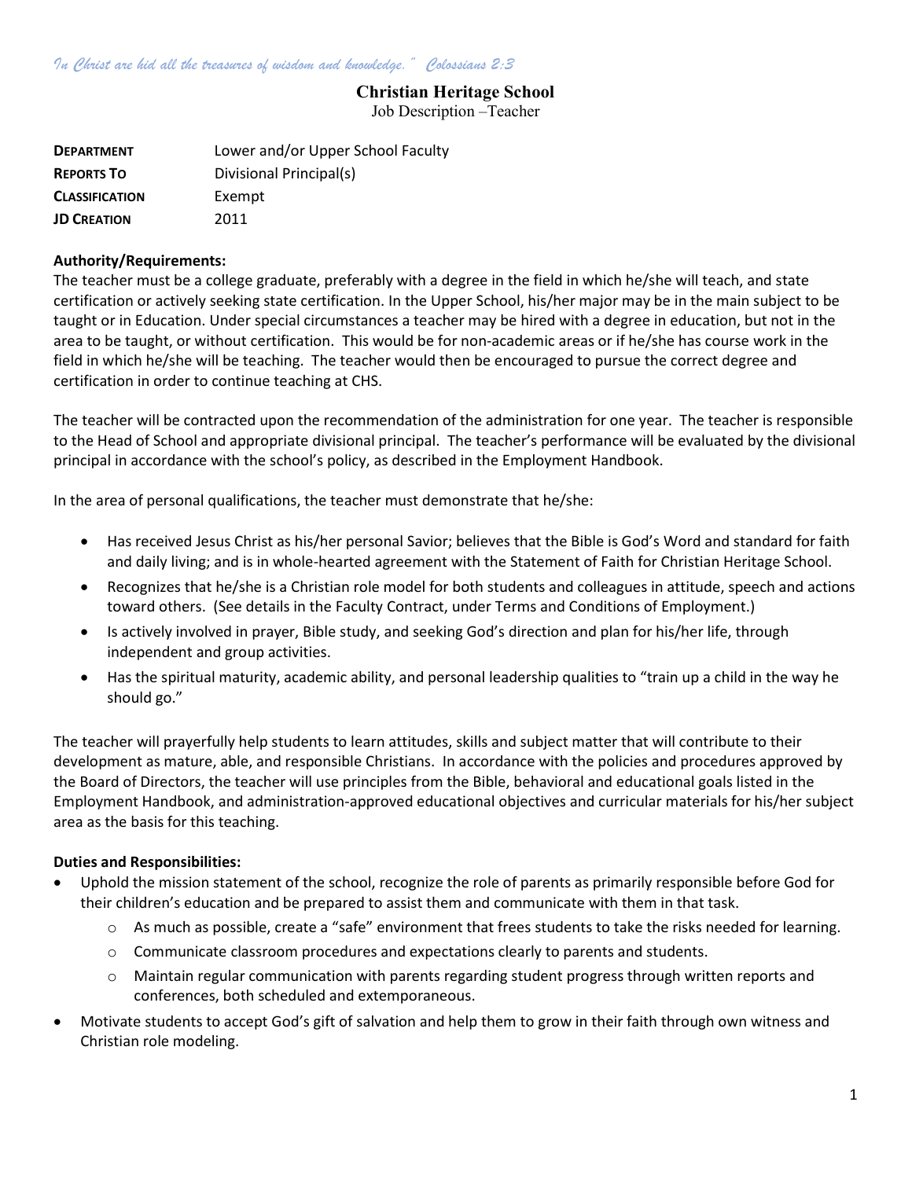*In Christ are hid all the treasures of wisdom and knowledge." Colossians 2:3*

# Christian Heritage School

Job Description –Teacher

| | |
|---|---|
| **DEPARTMENT** | Lower and/or Upper School Faculty |
| **REPORTS TO** | Divisional Principal(s) |
| **CLASSIFICATION** | Exempt |
| **JD CREATION** | 2011 |

**Authority/Requirements:**

The teacher must be a college graduate, preferably with a degree in the field in which he/she will teach, and state certification or actively seeking state certification. In the Upper School, his/her major may be in the main subject to be taught or in Education. Under special circumstances a teacher may be hired with a degree in education, but not in the area to be taught, or without certification. This would be for non-academic areas or if he/she has course work in the field in which he/she will be teaching. The teacher would then be encouraged to pursue the correct degree and certification in order to continue teaching at CHS.

The teacher will be contracted upon the recommendation of the administration for one year. The teacher is responsible to the Head of School and appropriate divisional principal. The teacher's performance will be evaluated by the divisional principal in accordance with the school's policy, as described in the Employment Handbook.

In the area of personal qualifications, the teacher must demonstrate that he/she:

- Has received Jesus Christ as his/her personal Savior; believes that the Bible is God's Word and standard for faith and daily living; and is in whole-hearted agreement with the Statement of Faith for Christian Heritage School.
- Recognizes that he/she is a Christian role model for both students and colleagues in attitude, speech and actions toward others. (See details in the Faculty Contract, under Terms and Conditions of Employment.)
- Is actively involved in prayer, Bible study, and seeking God's direction and plan for his/her life, through independent and group activities.
- Has the spiritual maturity, academic ability, and personal leadership qualities to "train up a child in the way he should go."

The teacher will prayerfully help students to learn attitudes, skills and subject matter that will contribute to their development as mature, able, and responsible Christians. In accordance with the policies and procedures approved by the Board of Directors, the teacher will use principles from the Bible, behavioral and educational goals listed in the Employment Handbook, and administration-approved educational objectives and curricular materials for his/her subject area as the basis for this teaching.

**Duties and Responsibilities:**

- Uphold the mission statement of the school, recognize the role of parents as primarily responsible before God for their children's education and be prepared to assist them and communicate with them in that task.
    - As much as possible, create a "safe" environment that frees students to take the risks needed for learning.
    - Communicate classroom procedures and expectations clearly to parents and students.
    - Maintain regular communication with parents regarding student progress through written reports and conferences, both scheduled and extemporaneous.
- Motivate students to accept God's gift of salvation and help them to grow in their faith through own witness and Christian role modeling.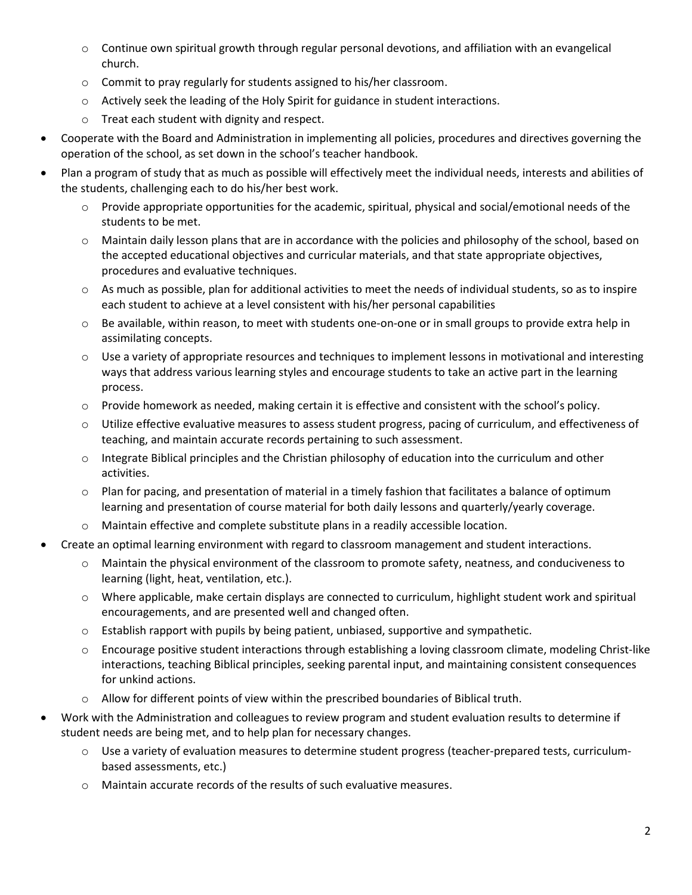- Continue own spiritual growth through regular personal devotions, and affiliation with an evangelical church.
  - Commit to pray regularly for students assigned to his/her classroom.
  - Actively seek the leading of the Holy Spirit for guidance in student interactions.
  - Treat each student with dignity and respect.
- Cooperate with the Board and Administration in implementing all policies, procedures and directives governing the operation of the school, as set down in the school's teacher handbook.
- Plan a program of study that as much as possible will effectively meet the individual needs, interests and abilities of the students, challenging each to do his/her best work.
  - Provide appropriate opportunities for the academic, spiritual, physical and social/emotional needs of the students to be met.
  - Maintain daily lesson plans that are in accordance with the policies and philosophy of the school, based on the accepted educational objectives and curricular materials, and that state appropriate objectives, procedures and evaluative techniques.
  - As much as possible, plan for additional activities to meet the needs of individual students, so as to inspire each student to achieve at a level consistent with his/her personal capabilities
  - Be available, within reason, to meet with students one-on-one or in small groups to provide extra help in assimilating concepts.
  - Use a variety of appropriate resources and techniques to implement lessons in motivational and interesting ways that address various learning styles and encourage students to take an active part in the learning process.
  - Provide homework as needed, making certain it is effective and consistent with the school's policy.
  - Utilize effective evaluative measures to assess student progress, pacing of curriculum, and effectiveness of teaching, and maintain accurate records pertaining to such assessment.
  - Integrate Biblical principles and the Christian philosophy of education into the curriculum and other activities.
  - Plan for pacing, and presentation of material in a timely fashion that facilitates a balance of optimum learning and presentation of course material for both daily lessons and quarterly/yearly coverage.
  - Maintain effective and complete substitute plans in a readily accessible location.
- Create an optimal learning environment with regard to classroom management and student interactions.
  - Maintain the physical environment of the classroom to promote safety, neatness, and conduciveness to learning (light, heat, ventilation, etc.).
  - Where applicable, make certain displays are connected to curriculum, highlight student work and spiritual encouragements, and are presented well and changed often.
  - Establish rapport with pupils by being patient, unbiased, supportive and sympathetic.
  - Encourage positive student interactions through establishing a loving classroom climate, modeling Christ-like interactions, teaching Biblical principles, seeking parental input, and maintaining consistent consequences for unkind actions.
  - Allow for different points of view within the prescribed boundaries of Biblical truth.
- Work with the Administration and colleagues to review program and student evaluation results to determine if student needs are being met, and to help plan for necessary changes.
  - Use a variety of evaluation measures to determine student progress (teacher-prepared tests, curriculum-based assessments, etc.)
  - Maintain accurate records of the results of such evaluative measures.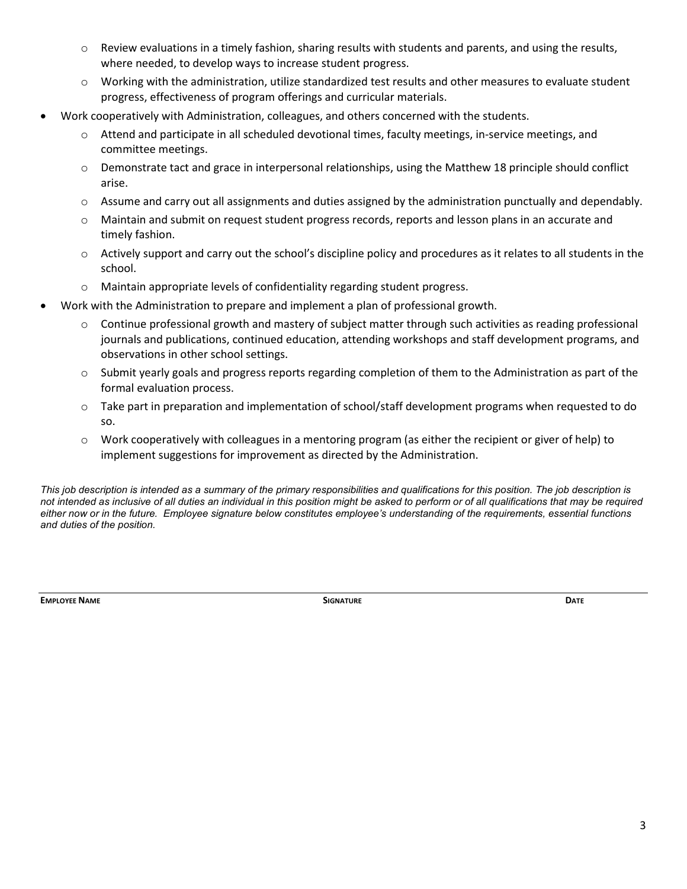- Review evaluations in a timely fashion, sharing results with students and parents, and using the results, where needed, to develop ways to increase student progress.
  - Working with the administration, utilize standardized test results and other measures to evaluate student progress, effectiveness of program offerings and curricular materials.
- Work cooperatively with Administration, colleagues, and others concerned with the students.
  - Attend and participate in all scheduled devotional times, faculty meetings, in-service meetings, and committee meetings.
  - Demonstrate tact and grace in interpersonal relationships, using the Matthew 18 principle should conflict arise.
  - Assume and carry out all assignments and duties assigned by the administration punctually and dependably.
  - Maintain and submit on request student progress records, reports and lesson plans in an accurate and timely fashion.
  - Actively support and carry out the school's discipline policy and procedures as it relates to all students in the school.
  - Maintain appropriate levels of confidentiality regarding student progress.
- Work with the Administration to prepare and implement a plan of professional growth.
  - Continue professional growth and mastery of subject matter through such activities as reading professional journals and publications, continued education, attending workshops and staff development programs, and observations in other school settings.
  - Submit yearly goals and progress reports regarding completion of them to the Administration as part of the formal evaluation process.
  - Take part in preparation and implementation of school/staff development programs when requested to do so.
  - Work cooperatively with colleagues in a mentoring program (as either the recipient or giver of help) to implement suggestions for improvement as directed by the Administration.

*This job description is intended as a summary of the primary responsibilities and qualifications for this position. The job description is not intended as inclusive of all duties an individual in this position might be asked to perform or of all qualifications that may be required either now or in the future. Employee signature below constitutes employee's understanding of the requirements, essential functions and duties of the position.*

**EMPLOYEE NAME** **SIGNATURE** **DATE**